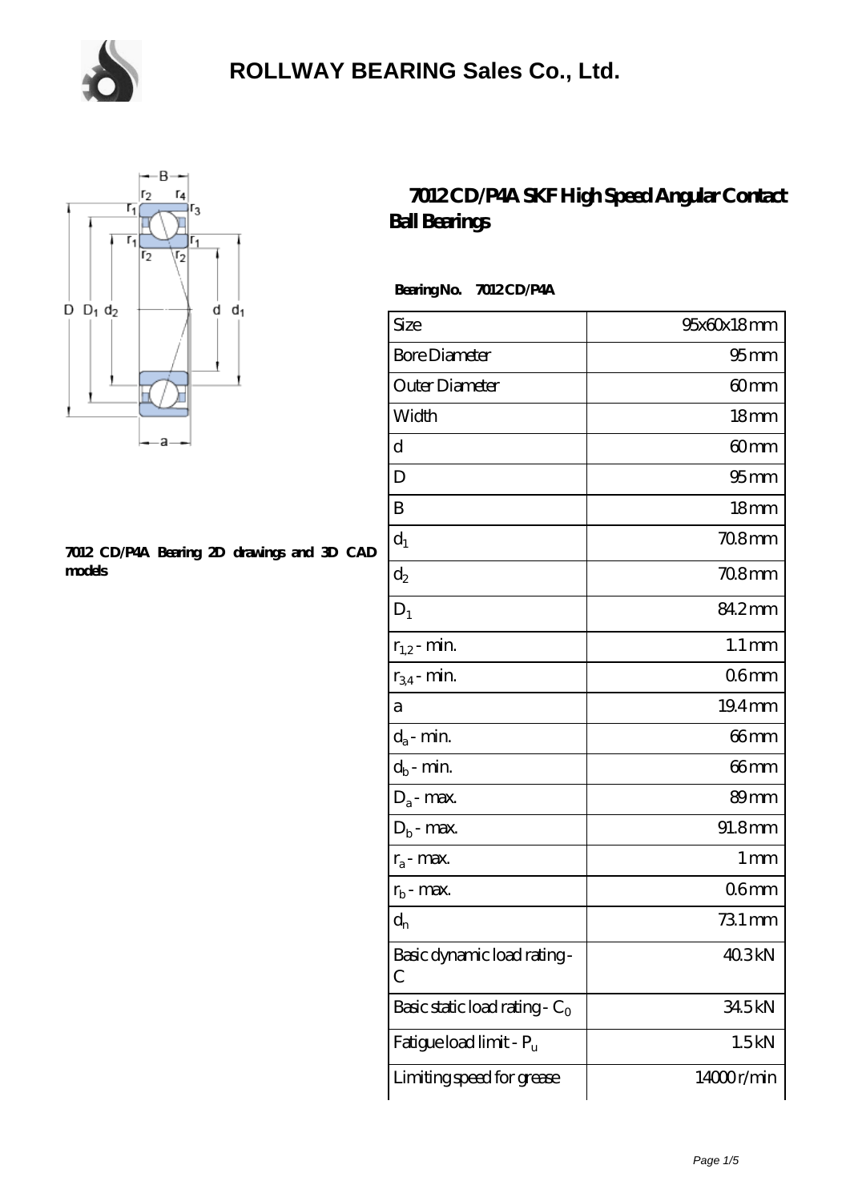# ROLLWAY BEARING Sales Co., Ltd.

## 7012 CD/P4A SKF High Speed Angular Contact Ball Bearings

**7012 CD/P4A Bearing 2D drawings and 3D CAD models**

**Bearing No. 7012 CD/P4A**

| Size | 95x60x18 mm |
|---|---|
| Bore Diameter | 95 mm |
| Outer Diameter | 60 mm |
| Width | 18 mm |
| d | 60 mm |
| D | 95 mm |
| B | 18 mm |
| $d_1$ | 70.8 mm |
| $d_2$ | 70.8 mm |
| $D_1$ | 84.2 mm |
| $r_{1,2}$ - min. | 1.1 mm |
| $r_{3,4}$ - min. | 0.6 mm |
| a | 19.4 mm |
| $d_a$ - min. | 66 mm |
| $d_b$ - min. | 66 mm |
| $D_a$ - max. | 89 mm |
| $D_b$ - max. | 91.8 mm |
| $r_a$ - max. | 1 mm |
| $r_b$ - max. | 0.6 mm |
| $d_n$ | 73.1 mm |
| Basic dynamic load rating - C | 40.3 kN |
| Basic static load rating - $C_0$ | 34.5 kN |
| Fatigue load limit - $P_u$ | 1.5 kN |
| Limiting speed for grease | 14000 r/min |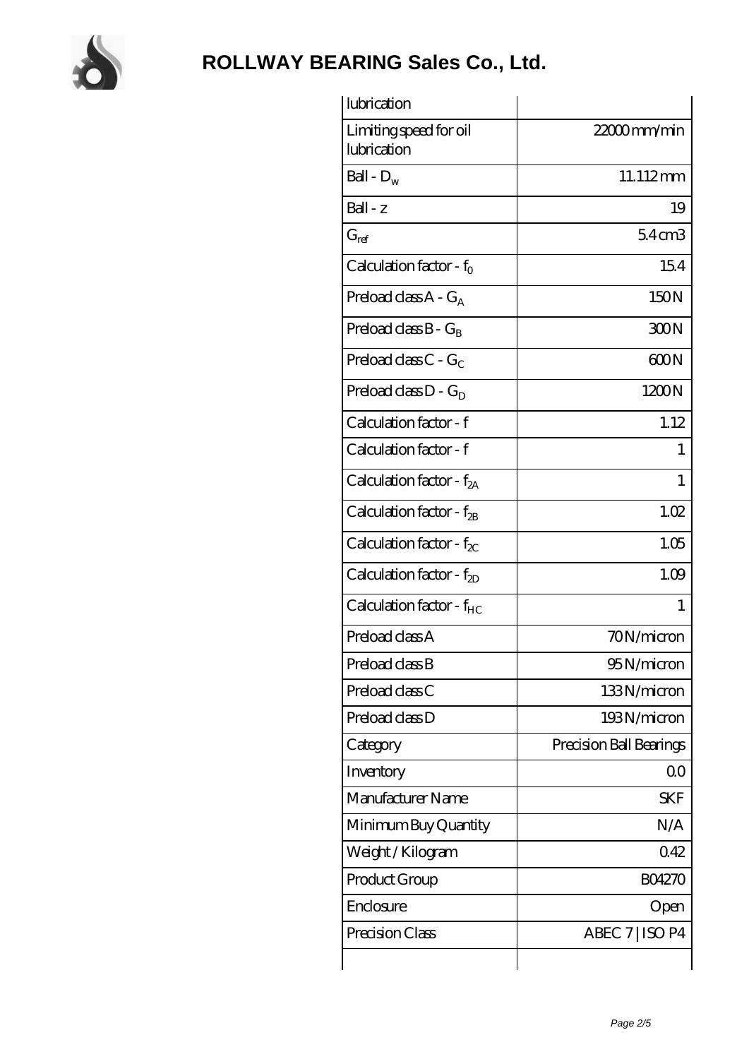# ROLLWAY BEARING Sales Co., Ltd.

| | |
|---|---|
| lubrication | |
| Limiting speed for oil lubrication | 22000 mm/min |
| Ball - $D_w$ | 11.112 mm |
| Ball - z | 19 |
| $G_{ref}$ | 5.4 cm3 |
| Calculation factor - $f_0$ | 15.4 |
| Preload class A - $G_A$ | 150 N |
| Preload class B - $G_B$ | 300 N |
| Preload class C - $G_C$ | 600 N |
| Preload class D - $G_D$ | 1200 N |
| Calculation factor - f | 1.12 |
| Calculation factor - f | 1 |
| Calculation factor - $f_{2A}$ | 1 |
| Calculation factor - $f_{2B}$ | 1.02 |
| Calculation factor - $f_{2C}$ | 1.05 |
| Calculation factor - $f_{2D}$ | 1.09 |
| Calculation factor - $f_{HC}$ | 1 |
| Preload class A | 70 N/micron |
| Preload class B | 95 N/micron |
| Preload class C | 133 N/micron |
| Preload class D | 193 N/micron |
| Category | Precision Ball Bearings |
| Inventory | 0.0 |
| Manufacturer Name | SKF |
| Minimum Buy Quantity | N/A |
| Weight / Kilogram | 0.42 |
| Product Group | B04270 |
| Enclosure | Open |
| Precision Class | ABEC 7 \| ISO P4 |
| | |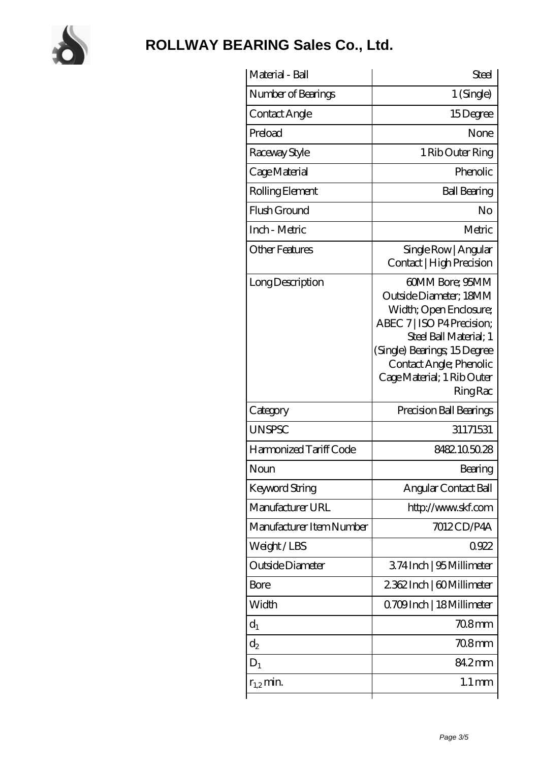# ROLLWAY BEARING Sales Co., Ltd.

| Material - Ball | Steel |
|---|---|
| Number of Bearings | 1 (Single) |
| Contact Angle | 15 Degree |
| Preload | None |
| Raceway Style | 1 Rib Outer Ring |
| Cage Material | Phenolic |
| Rolling Element | Ball Bearing |
| Flush Ground | No |
| Inch - Metric | Metric |
| Other Features | Single Row \| Angular Contact \| High Precision |
| Long Description | 60MM Bore; 95MM Outside Diameter; 18MM Width; Open Enclosure; ABEC 7 \| ISO P4 Precision; Steel Ball Material; 1 (Single) Bearings; 15 Degree Contact Angle; Phenolic Cage Material; 1 Rib Outer Ring Rac |
| Category | Precision Ball Bearings |
| UNSPSC | 31171531 |
| Harmonized Tariff Code | 8482.10.50.28 |
| Noun | Bearing |
| Keyword String | Angular Contact Ball |
| Manufacturer URL | http://www.skf.com |
| Manufacturer Item Number | 7012 CD/P4A |
| Weight / LBS | 0.922 |
| Outside Diameter | 3.74 Inch \| 95 Millimeter |
| Bore | 2.362 Inch \| 60 Millimeter |
| Width | 0.709 Inch \| 18 Millimeter |
| $d_1$ | 70.8 mm |
| $d_2$ | 70.8 mm |
| $D_1$ | 84.2 mm |
| $r_{1,2}$ min. | 1.1 mm |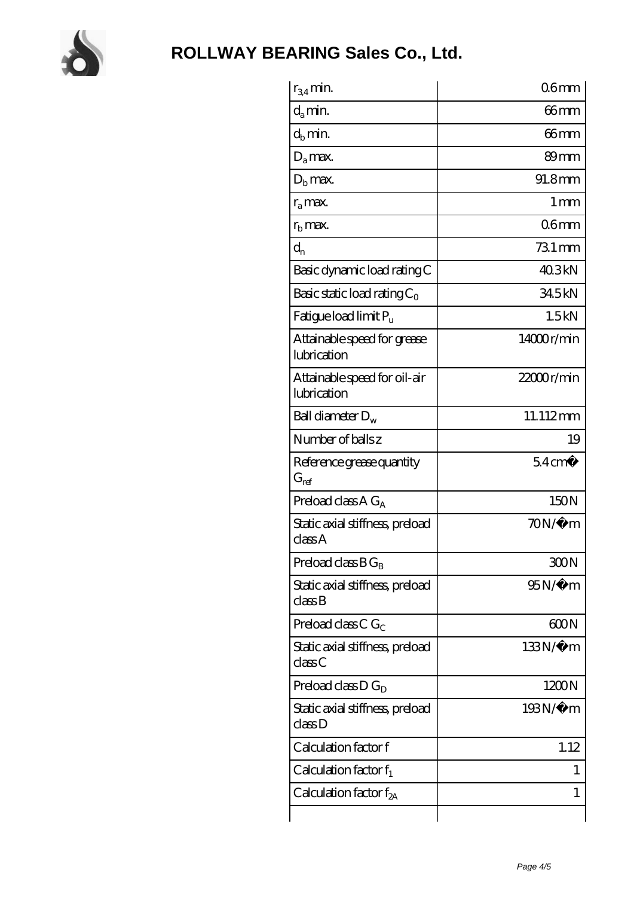# ROLLWAY BEARING Sales Co., Ltd.

| | |
|---|---|
| $r_{3,4}$ min. | 0.6 mm |
| $d_a$ min. | 66 mm |
| $d_b$ min. | 66 mm |
| $D_a$ max. | 89 mm |
| $D_b$ max. | 91.8 mm |
| $r_a$ max. | 1 mm |
| $r_b$ max. | 0.6 mm |
| $d_n$ | 73.1 mm |
| Basic dynamic load rating C | 40.3 kN |
| Basic static load rating $C_0$ | 34.5 kN |
| Fatigue load limit $P_u$ | 1.5 kN |
| Attainable speed for grease lubrication | 14000 r/min |
| Attainable speed for oil-air lubrication | 22000 r/min |
| Ball diameter $D_w$ | 11.112 mm |
| Number of balls z | 19 |
| Reference grease quantity $G_{ref}$ | 5.4 cm� |
| Preload class A $G_A$ | 150 N |
| Static axial stiffness, preload class A | 70 N/�m |
| Preload class B $G_B$ | 300 N |
| Static axial stiffness, preload class B | 95 N/�m |
| Preload class C $G_C$ | 600 N |
| Static axial stiffness, preload class C | 133 N/�m |
| Preload class D $G_D$ | 1200 N |
| Static axial stiffness, preload class D | 193 N/�m |
| Calculation factor f | 1.12 |
| Calculation factor $f_1$ | 1 |
| Calculation factor $f_{2A}$ | 1 |
| | |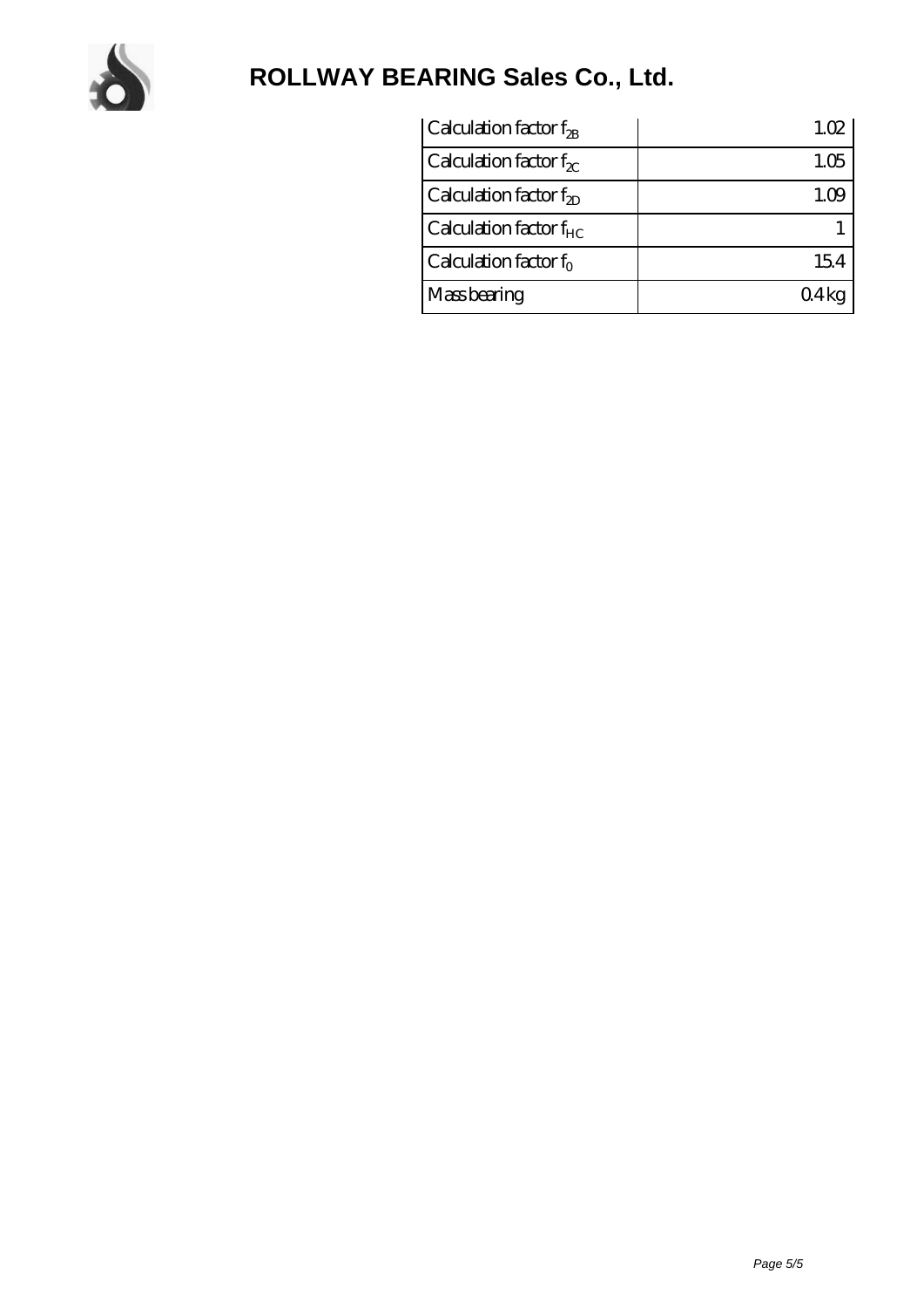| | |
|---|---|
| Calculation factor $f_{2B}$ | 1.02 |
| Calculation factor $f_{2C}$ | 1.05 |
| Calculation factor $f_{2D}$ | 1.09 |
| Calculation factor $f_{HC}$ | 1 |
| Calculation factor $f_0$ | 15.4 |
| Mass bearing | 0.4 kg |